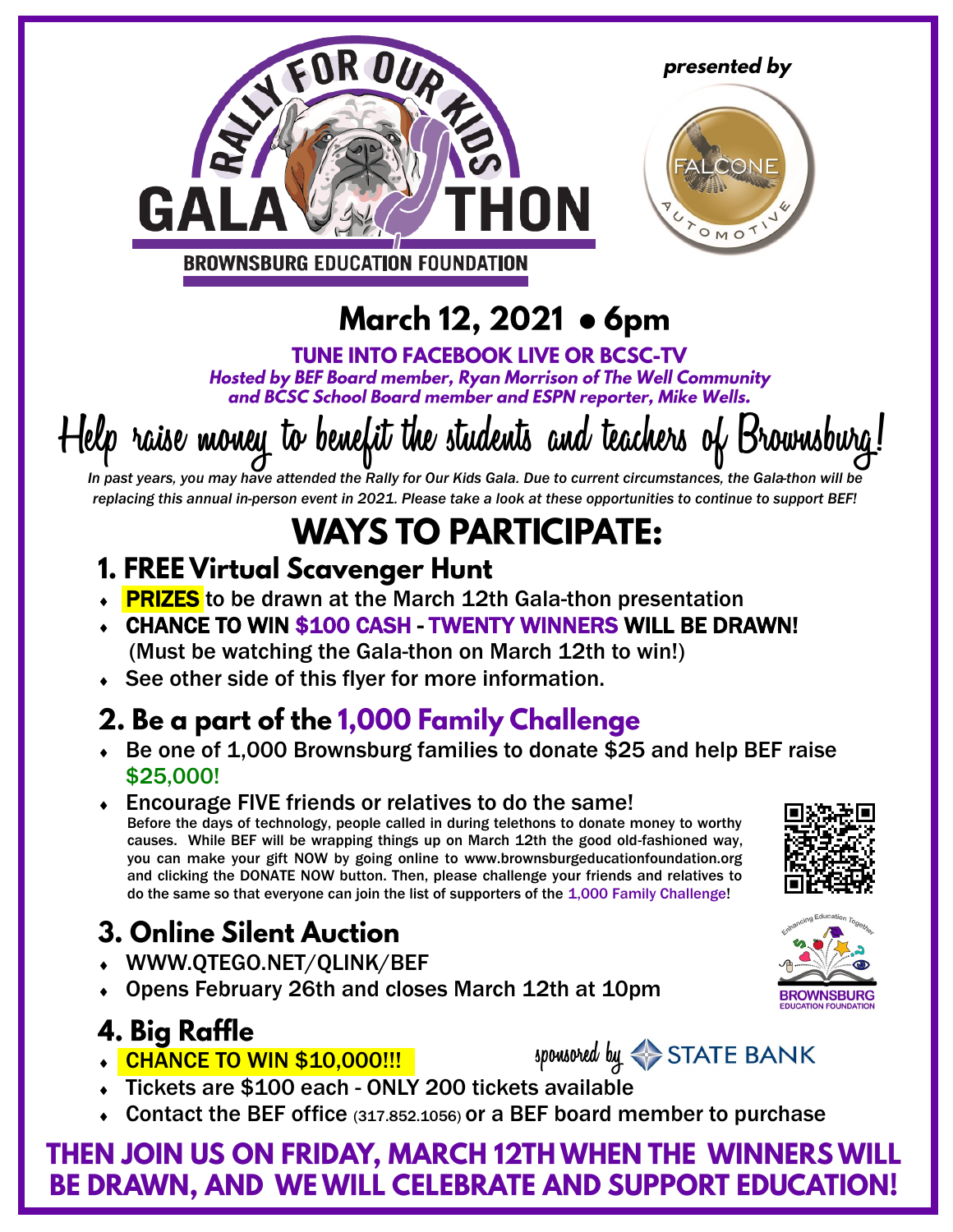# RALLY FOR OUR KIDS GALA THON

BROWNSBURG EDUCATION FOUNDATION

*presented by*

FALCONE AUTOMOTIVE

## March 12, 2021 • 6pm

**TUNE INTO FACEBOOK LIVE OR BCSC-TV**

***Hosted by BEF Board member, Ryan Morrison of The Well Community and BCSC School Board member and ESPN reporter, Mike Wells.***

## Help raise money to benefit the students and teachers of Brownsburg!

*In past years, you may have attended the Rally for Our Kids Gala. Due to current circumstances, the Gala-thon will be replacing this annual in-person event in 2021. Please take a look at these opportunities to continue to support BEF!*

# WAYS TO PARTICIPATE:

## 1. FREE Virtual Scavenger Hunt

- **PRIZES** to be drawn at the March 12th Gala-thon presentation
- **CHANCE TO WIN $100 CASH - TWENTY WINNERS WILL BE DRAWN!** (Must be watching the Gala-thon on March 12th to win!)
- See other side of this flyer for more information.

## 2. Be a part of the 1,000 Family Challenge

- Be one of 1,000 Brownsburg families to donate $25 and help BEF raise $25,000!
- Encourage FIVE friends or relatives to do the same!
  Before the days of technology, people called in during telethons to donate money to worthy causes. While BEF will be wrapping things up on March 12th the good old-fashioned way, you can make your gift NOW by going online to www.brownsburgeducationfoundation.org and clicking the DONATE NOW button. Then, please challenge your friends and relatives to do the same so that everyone can join the list of supporters of the 1,000 Family Challenge!

## 3. Online Silent Auction

- WWW.QTEGO.NET/QLINK/BEF
- Opens February 26th and closes March 12th at 10pm

Enhancing Education Together
BROWNSBURG EDUCATION FOUNDATION

## 4. Big Raffle

*sponsored by* STATE BANK

- **CHANCE TO WIN $10,000!!!**
- Tickets are $100 each - ONLY 200 tickets available
- Contact the BEF office (317.852.1056) or a BEF board member to purchase

**THEN JOIN US ON FRIDAY, MARCH 12TH WHEN THE WINNERS WILL BE DRAWN, AND WE WILL CELEBRATE AND SUPPORT EDUCATION!**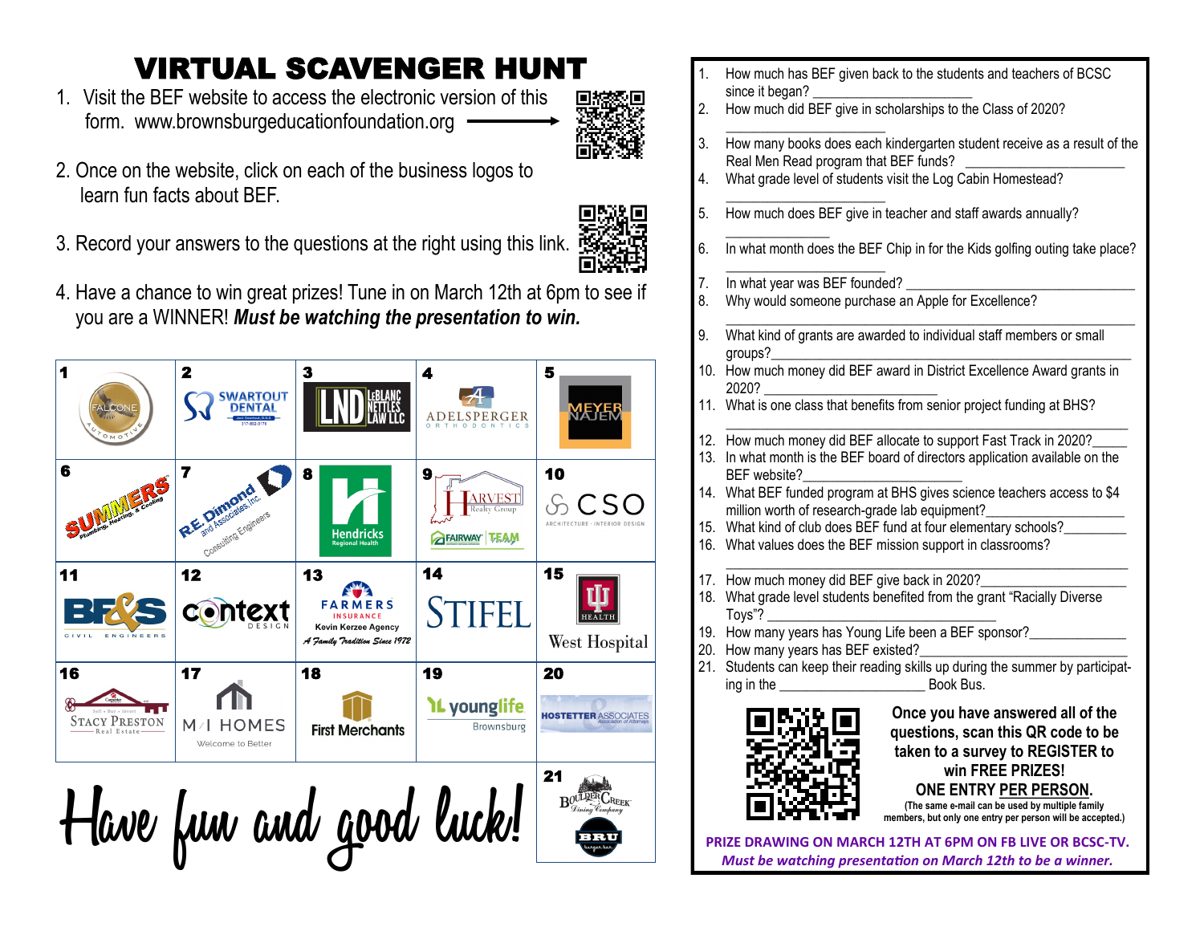# VIRTUAL SCAVENGER HUNT

1. Visit the BEF website to access the electronic version of this form. www.brownsburgeducationfoundation.org →

2. Once on the website, click on each of the business logos to learn fun facts about BEF.

3. Record your answers to the questions at the right using this link.

4. Have a chance to win great prizes! Tune in on March 12th at 6pm to see if you are a WINNER! ***Must be watching the presentation to win.***

| | | | | |
|---|---|---|---|---|
| 1 Falcone Automotive | 2 Swartout Dental | 3 LND LeBlanc Nettles Law LLC | 4 Adelsperger Orthodontics | 5 Meyer Najem |
| 6 Summers Plumbing, Heating & Cooling | 7 R.E. Dimond and Associates, Inc. Consulting Engineers | 8 Hendricks Regional Health | 9 Harvest Realty Group / Fairway Team | 10 CSO Architecture · Interior Design |
| 11 BF&S Civil Engineers | 12 context Design | 13 Farmers Insurance Kevin Kerzee Agency *A Family Tradition Since 1972* | 14 Stifel | 15 IU Health West Hospital |
| 16 Stacy Preston Real Estate | 17 M/I Homes Welcome to Better | 18 First Merchants | 19 younglife Brownsburg | 20 Hostetter Associates |
| | | | | 21 Boulder Creek Dining Company / BRU Burger Bar |

Have fun and good luck!

1. How much has BEF given back to the students and teachers of BCSC since it began? ______________
2. How much did BEF give in scholarships to the Class of 2020? ______________
3. How many books does each kindergarten student receive as a result of the Real Men Read program that BEF funds? ______________
4. What grade level of students visit the Log Cabin Homestead? ______________
5. How much does BEF give in teacher and staff awards annually? ______________
6. In what month does the BEF Chip in for the Kids golfing outing take place? ______________
7. In what year was BEF founded? ______________
8. Why would someone purchase an Apple for Excellence? ______________
9. What kind of grants are awarded to individual staff members or small groups? ______________
10. How much money did BEF award in District Excellence Award grants in 2020? ______________
11. What is one class that benefits from senior project funding at BHS? ______________
12. How much money did BEF allocate to support Fast Track in 2020? ______________
13. In what month is the BEF board of directors application available on the BEF website? ______________
14. What BEF funded program at BHS gives science teachers access to $4 million worth of research-grade lab equipment? ______________
15. What kind of club does BEF fund at four elementary schools? ______________
16. What values does the BEF mission support in classrooms? ______________
17. How much money did BEF give back in 2020? ______________
18. What grade level students benefited from the grant "Racially Diverse Toys"? ______________
19. How many years has Young Life been a BEF sponsor? ______________
20. How many years has BEF existed? ______________
21. Students can keep their reading skills up during the summer by participating in the ______________ Book Bus.

**Once you have answered all of the questions, scan this QR code to be taken to a survey to REGISTER to win FREE PRIZES!**
**ONE ENTRY PER PERSON.**
(The same e-mail can be used by multiple family members, but only one entry per person will be accepted.)

**PRIZE DRAWING ON MARCH 12TH AT 6PM ON FB LIVE OR BCSC-TV.**
***Must be watching presentation on March 12th to be a winner.***